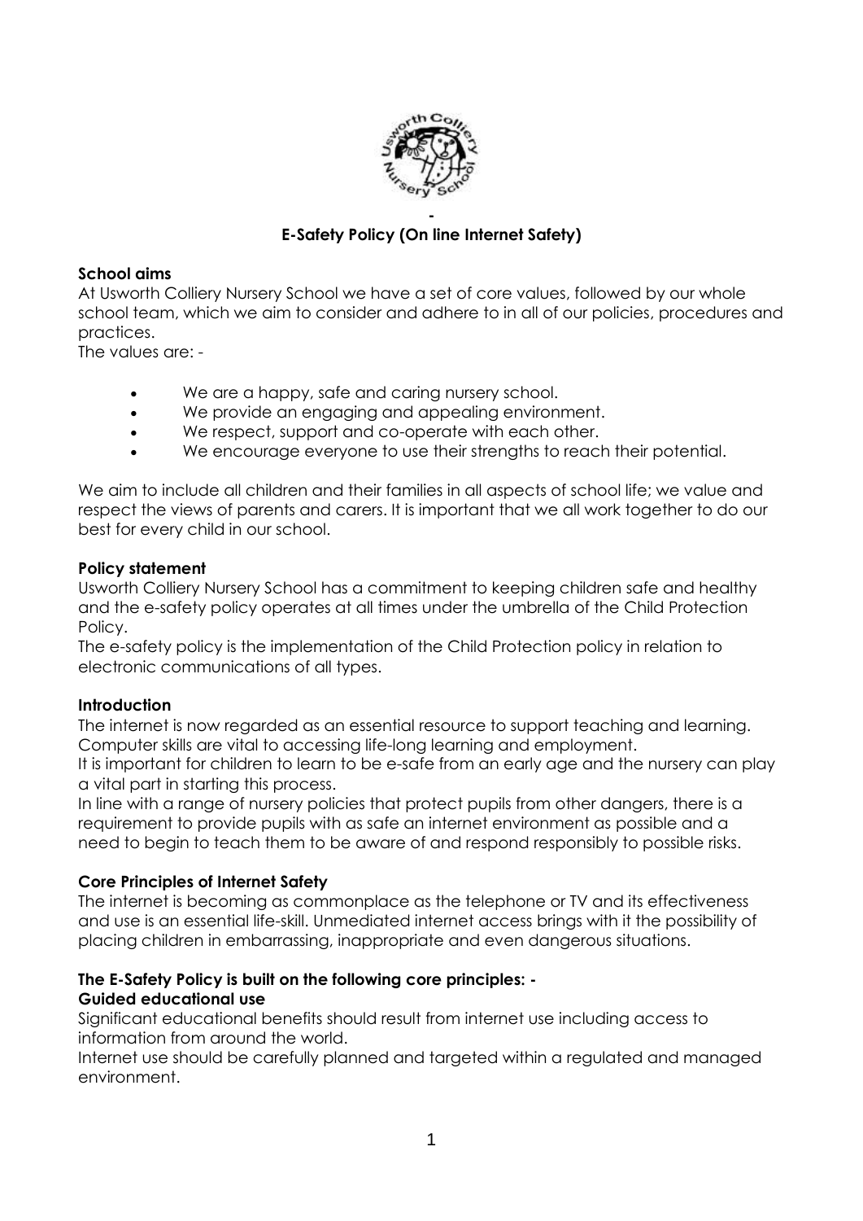# E-Safety Policy (On line Internet Safety)

**School aims**

At Usworth Colliery Nursery School we have a set of core values, followed by our whole school team, which we aim to consider and adhere to in all of our policies, procedures and practices.

The values are: -

- We are a happy, safe and caring nursery school.
- We provide an engaging and appealing environment.
- We respect, support and co-operate with each other.
- We encourage everyone to use their strengths to reach their potential.

We aim to include all children and their families in all aspects of school life; we value and respect the views of parents and carers. It is important that we all work together to do our best for every child in our school.

**Policy statement**

Usworth Colliery Nursery School has a commitment to keeping children safe and healthy and the e-safety policy operates at all times under the umbrella of the Child Protection Policy.

The e-safety policy is the implementation of the Child Protection policy in relation to electronic communications of all types.

**Introduction**

The internet is now regarded as an essential resource to support teaching and learning. Computer skills are vital to accessing life-long learning and employment.

It is important for children to learn to be e-safe from an early age and the nursery can play a vital part in starting this process.

In line with a range of nursery policies that protect pupils from other dangers, there is a requirement to provide pupils with as safe an internet environment as possible and a need to begin to teach them to be aware of and respond responsibly to possible risks.

**Core Principles of Internet Safety**

The internet is becoming as commonplace as the telephone or TV and its effectiveness and use is an essential life-skill. Unmediated internet access brings with it the possibility of placing children in embarrassing, inappropriate and even dangerous situations.

**The E-Safety Policy is built on the following core principles: -**

**Guided educational use**

Significant educational benefits should result from internet use including access to information from around the world.

Internet use should be carefully planned and targeted within a regulated and managed environment.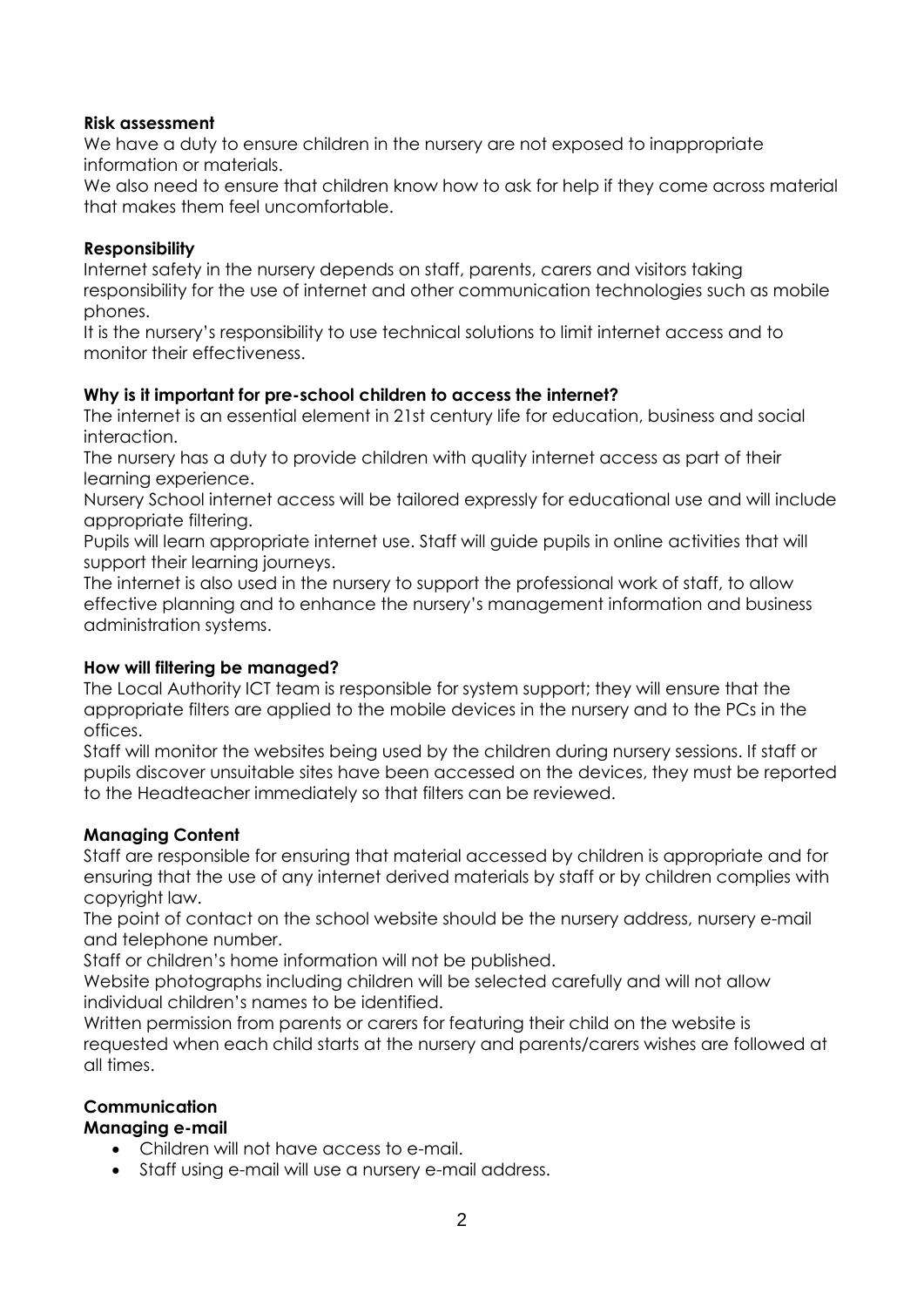**Risk assessment**

We have a duty to ensure children in the nursery are not exposed to inappropriate information or materials.

We also need to ensure that children know how to ask for help if they come across material that makes them feel uncomfortable.

**Responsibility**

Internet safety in the nursery depends on staff, parents, carers and visitors taking responsibility for the use of internet and other communication technologies such as mobile phones.

It is the nursery's responsibility to use technical solutions to limit internet access and to monitor their effectiveness.

**Why is it important for pre-school children to access the internet?**

The internet is an essential element in 21st century life for education, business and social interaction.

The nursery has a duty to provide children with quality internet access as part of their learning experience.

Nursery School internet access will be tailored expressly for educational use and will include appropriate filtering.

Pupils will learn appropriate internet use. Staff will guide pupils in online activities that will support their learning journeys.

The internet is also used in the nursery to support the professional work of staff, to allow effective planning and to enhance the nursery's management information and business administration systems.

**How will filtering be managed?**

The Local Authority ICT team is responsible for system support; they will ensure that the appropriate filters are applied to the mobile devices in the nursery and to the PCs in the offices.

Staff will monitor the websites being used by the children during nursery sessions. If staff or pupils discover unsuitable sites have been accessed on the devices, they must be reported to the Headteacher immediately so that filters can be reviewed.

**Managing Content**

Staff are responsible for ensuring that material accessed by children is appropriate and for ensuring that the use of any internet derived materials by staff or by children complies with copyright law.

The point of contact on the school website should be the nursery address, nursery e-mail and telephone number.

Staff or children's home information will not be published.

Website photographs including children will be selected carefully and will not allow individual children's names to be identified.

Written permission from parents or carers for featuring their child on the website is requested when each child starts at the nursery and parents/carers wishes are followed at all times.

**Communication**

**Managing e-mail**

- Children will not have access to e-mail.
- Staff using e-mail will use a nursery e-mail address.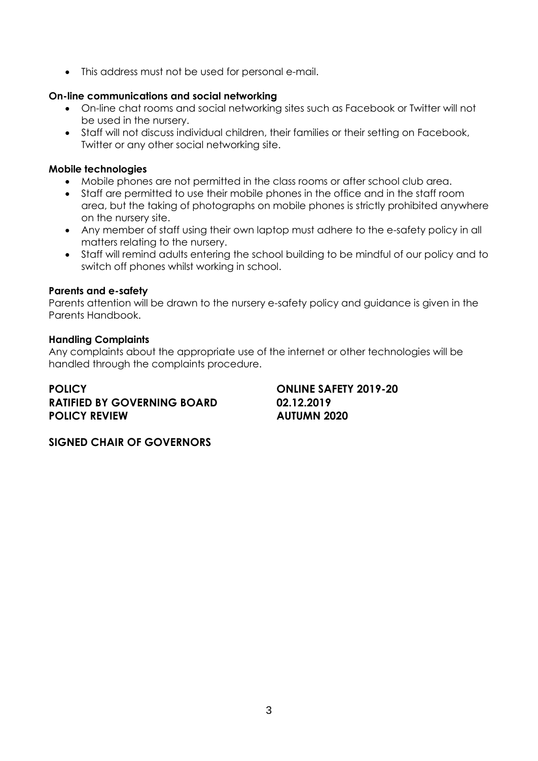- This address must not be used for personal e-mail.

**On-line communications and social networking**

- On-line chat rooms and social networking sites such as Facebook or Twitter will not be used in the nursery.
- Staff will not discuss individual children, their families or their setting on Facebook, Twitter or any other social networking site.

**Mobile technologies**

- Mobile phones are not permitted in the class rooms or after school club area.
- Staff are permitted to use their mobile phones in the office and in the staff room area, but the taking of photographs on mobile phones is strictly prohibited anywhere on the nursery site.
- Any member of staff using their own laptop must adhere to the e-safety policy in all matters relating to the nursery.
- Staff will remind adults entering the school building to be mindful of our policy and to switch off phones whilst working in school.

**Parents and e-safety**

Parents attention will be drawn to the nursery e-safety policy and guidance is given in the Parents Handbook.

**Handling Complaints**

Any complaints about the appropriate use of the internet or other technologies will be handled through the complaints procedure.

| | |
|---|---|
| **POLICY** | **ONLINE SAFETY 2019-20** |
| **RATIFIED BY GOVERNING BOARD** | **02.12.2019** |
| **POLICY REVIEW** | **AUTUMN 2020** |

**SIGNED CHAIR OF GOVERNORS**